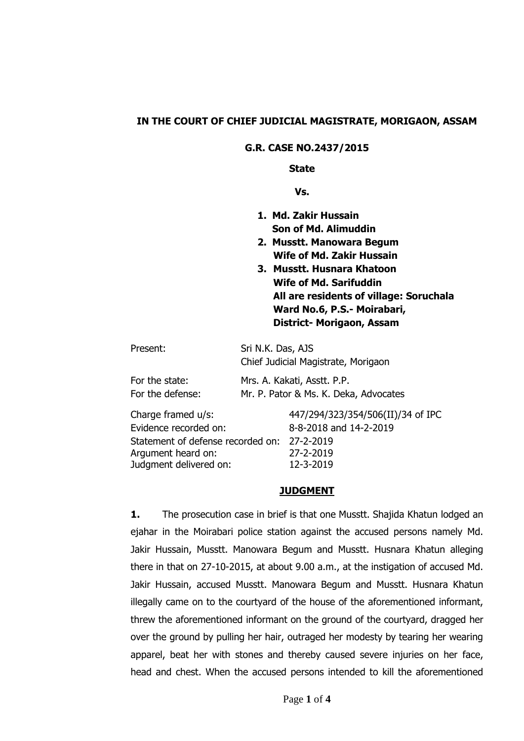**IN THE COURT OF CHIEF JUDICIAL MAGISTRATE, MORIGAON, ASSAM**

**G.R. CASE NO.2437/2015**

**State**

**Vs.**

1. **Md. Zakir Hussain**
   **Son of Md. Alimuddin**
2. **Musstt. Manowara Begum**
   **Wife of Md. Zakir Hussain**
3. **Musstt. Husnara Khatoon**
   **Wife of Md. Sarifuddin**
   **All are residents of village: Soruchala**
   **Ward No.6, P.S.- Moirabari,**
   **District- Morigaon, Assam**

Present: Sri N.K. Das, AJS
Chief Judicial Magistrate, Morigaon

For the state: Mrs. A. Kakati, Asstt. P.P.
For the defense: Mr. P. Pator & Ms. K. Deka, Advocates

Charge framed u/s: 447/294/323/354/506(II)/34 of IPC
Evidence recorded on: 8-8-2018 and 14-2-2019
Statement of defense recorded on: 27-2-2019
Argument heard on: 27-2-2019
Judgment delivered on: 12-3-2019

**JUDGMENT**

**1.** The prosecution case in brief is that one Musstt. Shajida Khatun lodged an ejahar in the Moirabari police station against the accused persons namely Md. Jakir Hussain, Musstt. Manowara Begum and Musstt. Husnara Khatun alleging there in that on 27-10-2015, at about 9.00 a.m., at the instigation of accused Md. Jakir Hussain, accused Musstt. Manowara Begum and Musstt. Husnara Khatun illegally came on to the courtyard of the house of the aforementioned informant, threw the aforementioned informant on the ground of the courtyard, dragged her over the ground by pulling her hair, outraged her modesty by tearing her wearing apparel, beat her with stones and thereby caused severe injuries on her face, head and chest. When the accused persons intended to kill the aforementioned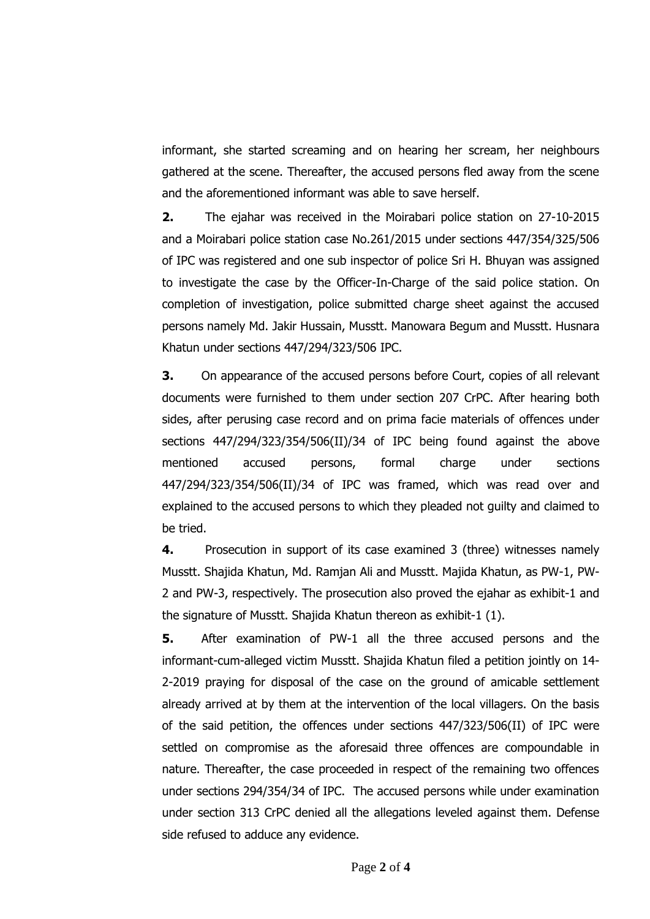informant, she started screaming and on hearing her scream, her neighbours gathered at the scene. Thereafter, the accused persons fled away from the scene and the aforementioned informant was able to save herself.

**2.** The ejahar was received in the Moirabari police station on 27-10-2015 and a Moirabari police station case No.261/2015 under sections 447/354/325/506 of IPC was registered and one sub inspector of police Sri H. Bhuyan was assigned to investigate the case by the Officer-In-Charge of the said police station. On completion of investigation, police submitted charge sheet against the accused persons namely Md. Jakir Hussain, Musstt. Manowara Begum and Musstt. Husnara Khatun under sections 447/294/323/506 IPC.

**3.** On appearance of the accused persons before Court, copies of all relevant documents were furnished to them under section 207 CrPC. After hearing both sides, after perusing case record and on prima facie materials of offences under sections 447/294/323/354/506(II)/34 of IPC being found against the above mentioned accused persons, formal charge under sections 447/294/323/354/506(II)/34 of IPC was framed, which was read over and explained to the accused persons to which they pleaded not guilty and claimed to be tried.

**4.** Prosecution in support of its case examined 3 (three) witnesses namely Musstt. Shajida Khatun, Md. Ramjan Ali and Musstt. Majida Khatun, as PW-1, PW-2 and PW-3, respectively. The prosecution also proved the ejahar as exhibit-1 and the signature of Musstt. Shajida Khatun thereon as exhibit-1 (1).

**5.** After examination of PW-1 all the three accused persons and the informant-cum-alleged victim Musstt. Shajida Khatun filed a petition jointly on 14-2-2019 praying for disposal of the case on the ground of amicable settlement already arrived at by them at the intervention of the local villagers. On the basis of the said petition, the offences under sections 447/323/506(II) of IPC were settled on compromise as the aforesaid three offences are compoundable in nature. Thereafter, the case proceeded in respect of the remaining two offences under sections 294/354/34 of IPC. The accused persons while under examination under section 313 CrPC denied all the allegations leveled against them. Defense side refused to adduce any evidence.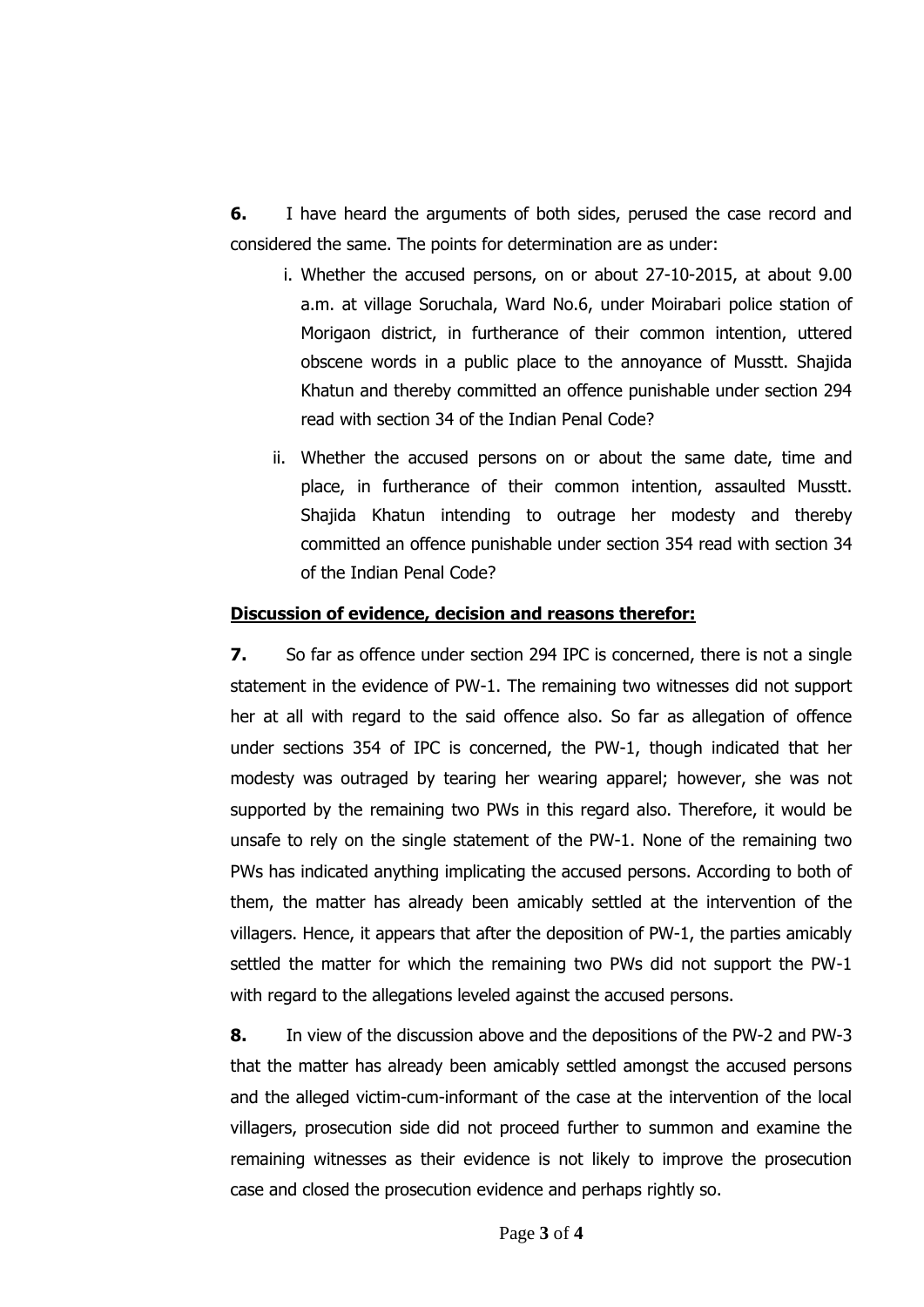**6.** I have heard the arguments of both sides, perused the case record and considered the same. The points for determination are as under:

i. Whether the accused persons, on or about 27-10-2015, at about 9.00 a.m. at village Soruchala, Ward No.6, under Moirabari police station of Morigaon district, in furtherance of their common intention, uttered obscene words in a public place to the annoyance of Musstt. Shajida Khatun and thereby committed an offence punishable under section 294 read with section 34 of the Indian Penal Code?

ii. Whether the accused persons on or about the same date, time and place, in furtherance of their common intention, assaulted Musstt. Shajida Khatun intending to outrage her modesty and thereby committed an offence punishable under section 354 read with section 34 of the Indian Penal Code?

**Discussion of evidence, decision and reasons therefor:**

**7.** So far as offence under section 294 IPC is concerned, there is not a single statement in the evidence of PW-1. The remaining two witnesses did not support her at all with regard to the said offence also. So far as allegation of offence under sections 354 of IPC is concerned, the PW-1, though indicated that her modesty was outraged by tearing her wearing apparel; however, she was not supported by the remaining two PWs in this regard also. Therefore, it would be unsafe to rely on the single statement of the PW-1. None of the remaining two PWs has indicated anything implicating the accused persons. According to both of them, the matter has already been amicably settled at the intervention of the villagers. Hence, it appears that after the deposition of PW-1, the parties amicably settled the matter for which the remaining two PWs did not support the PW-1 with regard to the allegations leveled against the accused persons.

**8.** In view of the discussion above and the depositions of the PW-2 and PW-3 that the matter has already been amicably settled amongst the accused persons and the alleged victim-cum-informant of the case at the intervention of the local villagers, prosecution side did not proceed further to summon and examine the remaining witnesses as their evidence is not likely to improve the prosecution case and closed the prosecution evidence and perhaps rightly so.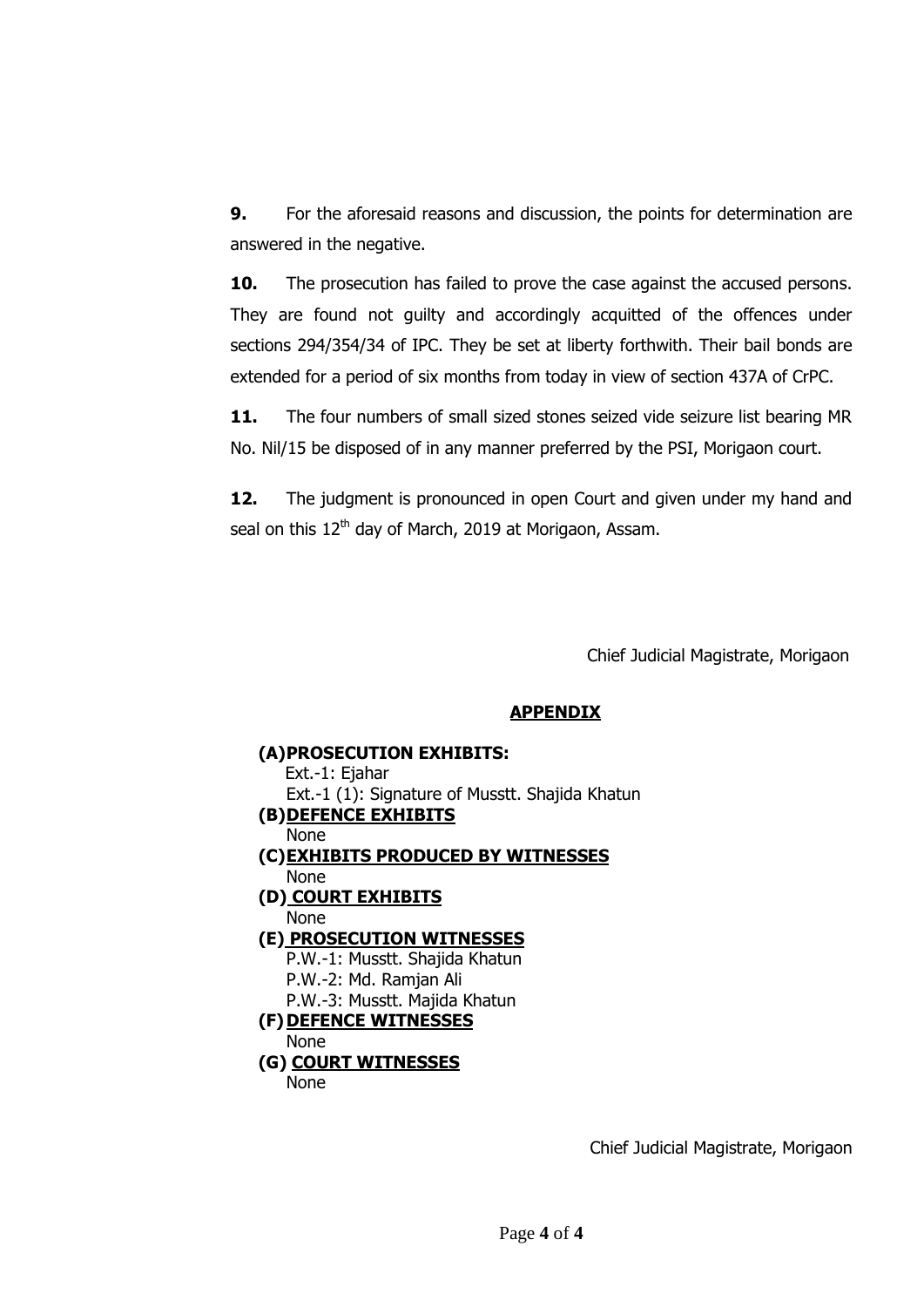**9.** For the aforesaid reasons and discussion, the points for determination are answered in the negative.

**10.** The prosecution has failed to prove the case against the accused persons. They are found not guilty and accordingly acquitted of the offences under sections 294/354/34 of IPC. They be set at liberty forthwith. Their bail bonds are extended for a period of six months from today in view of section 437A of CrPC.

**11.** The four numbers of small sized stones seized vide seizure list bearing MR No. Nil/15 be disposed of in any manner preferred by the PSI, Morigaon court.

**12.** The judgment is pronounced in open Court and given under my hand and seal on this 12th day of March, 2019 at Morigaon, Assam.

Chief Judicial Magistrate, Morigaon

## APPENDIX

**(A) PROSECUTION EXHIBITS:**
Ext.-1: Ejahar
Ext.-1 (1): Signature of Musstt. Shajida Khatun

**(B) DEFENCE EXHIBITS**
None

**(C) EXHIBITS PRODUCED BY WITNESSES**
None

**(D) COURT EXHIBITS**
None

**(E) PROSECUTION WITNESSES**
P.W.-1: Musstt. Shajida Khatun
P.W.-2: Md. Ramjan Ali
P.W.-3: Musstt. Majida Khatun

**(F) DEFENCE WITNESSES**
None

**(G) COURT WITNESSES**
None

Chief Judicial Magistrate, Morigaon